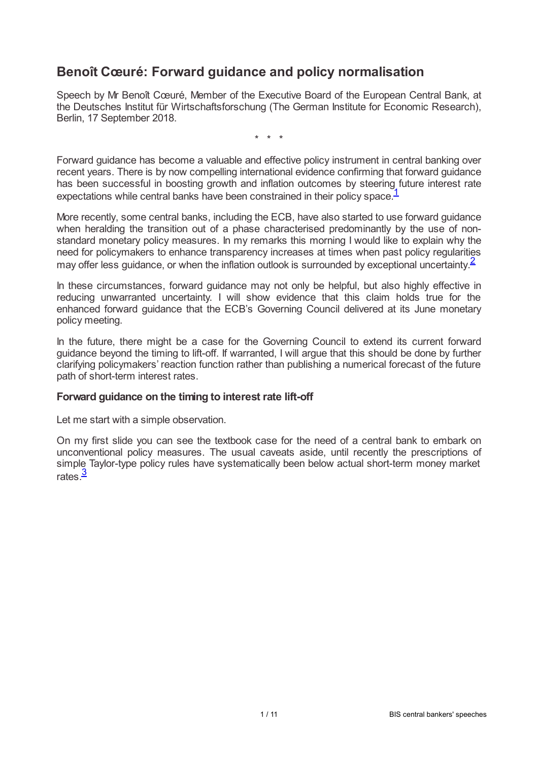# Benoît Cœuré: Forward guidance and policy normalisation

Speech by Mr Benoît Cœuré, Member of the Executive Board of the European Central Bank, at the Deutsches Institut für Wirtschaftsforschung (The German Institute for Economic Research), Berlin, 17 September 2018.

\* \* \*

Forward guidance has become a valuable and effective policy instrument in central banking over recent years. There is by now compelling international evidence confirming that forward guidance has been successful in boosting growth and inflation outcomes by steering future interest rate expectations while central banks have been constrained in their policy space.[1]

More recently, some central banks, including the ECB, have also started to use forward guidance when heralding the transition out of a phase characterised predominantly by the use of non-standard monetary policy measures. In my remarks this morning I would like to explain why the need for policymakers to enhance transparency increases at times when past policy regularities may offer less guidance, or when the inflation outlook is surrounded by exceptional uncertainty.[2]

In these circumstances, forward guidance may not only be helpful, but also highly effective in reducing unwarranted uncertainty. I will show evidence that this claim holds true for the enhanced forward guidance that the ECB's Governing Council delivered at its June monetary policy meeting.

In the future, there might be a case for the Governing Council to extend its current forward guidance beyond the timing to lift-off. If warranted, I will argue that this should be done by further clarifying policymakers' reaction function rather than publishing a numerical forecast of the future path of short-term interest rates.

### Forward guidance on the timing to interest rate lift-off

Let me start with a simple observation.

On my first slide you can see the textbook case for the need of a central bank to embark on unconventional policy measures. The usual caveats aside, until recently the prescriptions of simple Taylor-type policy rules have systematically been below actual short-term money market rates.[3]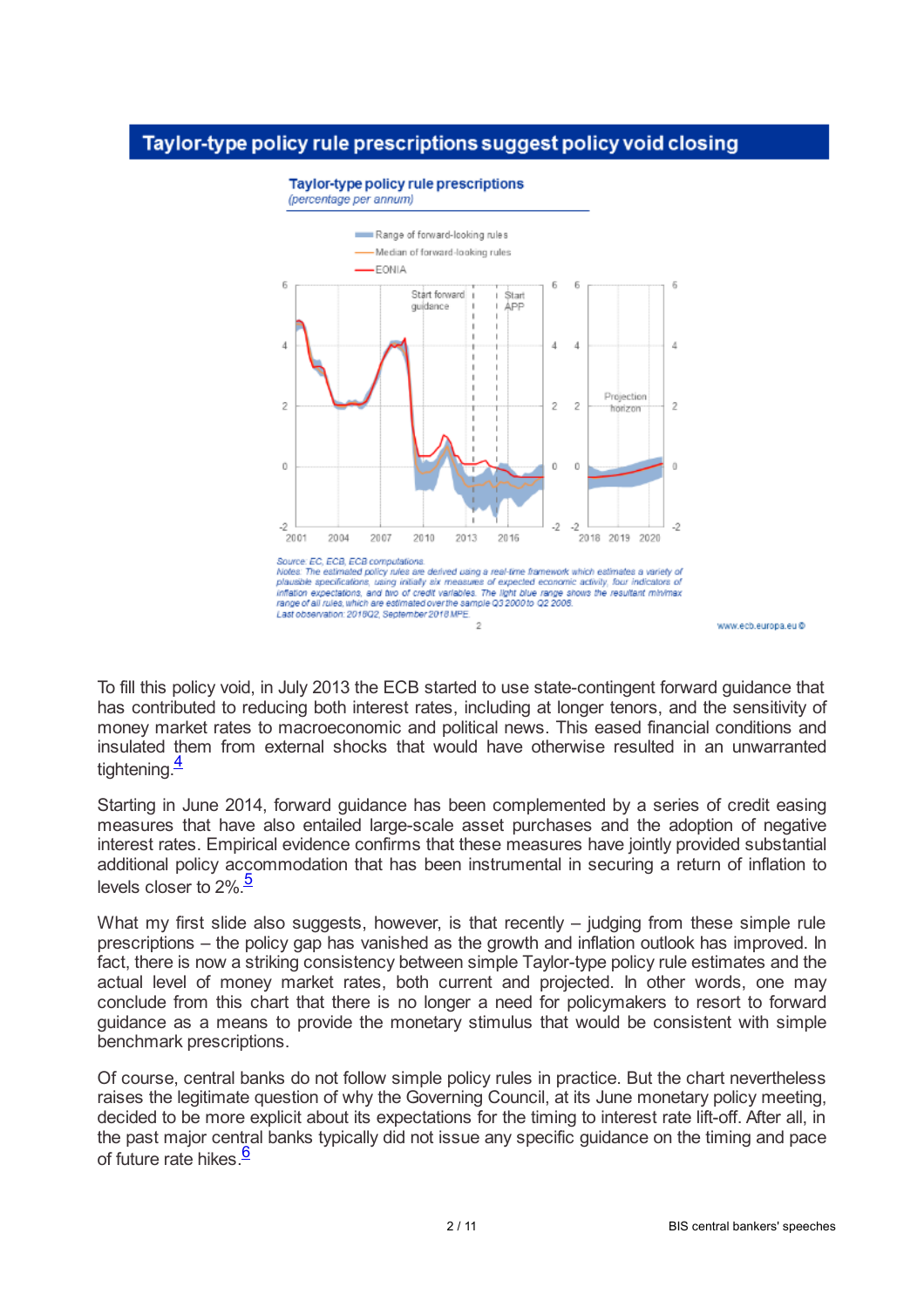## Taylor-type policy rule prescriptions suggest policy void closing

**Taylor-type policy rule prescriptions**
*(percentage per annum)*

Source: EC, ECB, ECB computations.
*Notes: The estimated policy rules are derived using a real-time framework which estimates a variety of plausible specifications, using initially six measures of expected economic activity, four indicators of inflation expectations, and two of credit variables. The light blue range shows the resultant min/max range of all rules, which are estimated over the sample Q3 2000 to Q2 2008.*
Last observation: 2018Q2, September 2018 MPE.

To fill this policy void, in July 2013 the ECB started to use state-contingent forward guidance that has contributed to reducing both interest rates, including at longer tenors, and the sensitivity of money market rates to macroeconomic and political news. This eased financial conditions and insulated them from external shocks that would have otherwise resulted in an unwarranted tightening.[4]

Starting in June 2014, forward guidance has been complemented by a series of credit easing measures that have also entailed large-scale asset purchases and the adoption of negative interest rates. Empirical evidence confirms that these measures have jointly provided substantial additional policy accommodation that has been instrumental in securing a return of inflation to levels closer to 2%.[5]

What my first slide also suggests, however, is that recently – judging from these simple rule prescriptions – the policy gap has vanished as the growth and inflation outlook has improved. In fact, there is now a striking consistency between simple Taylor-type policy rule estimates and the actual level of money market rates, both current and projected. In other words, one may conclude from this chart that there is no longer a need for policymakers to resort to forward guidance as a means to provide the monetary stimulus that would be consistent with simple benchmark prescriptions.

Of course, central banks do not follow simple policy rules in practice. But the chart nevertheless raises the legitimate question of why the Governing Council, at its June monetary policy meeting, decided to be more explicit about its expectations for the timing to interest rate lift-off. After all, in the past major central banks typically did not issue any specific guidance on the timing and pace of future rate hikes.[6]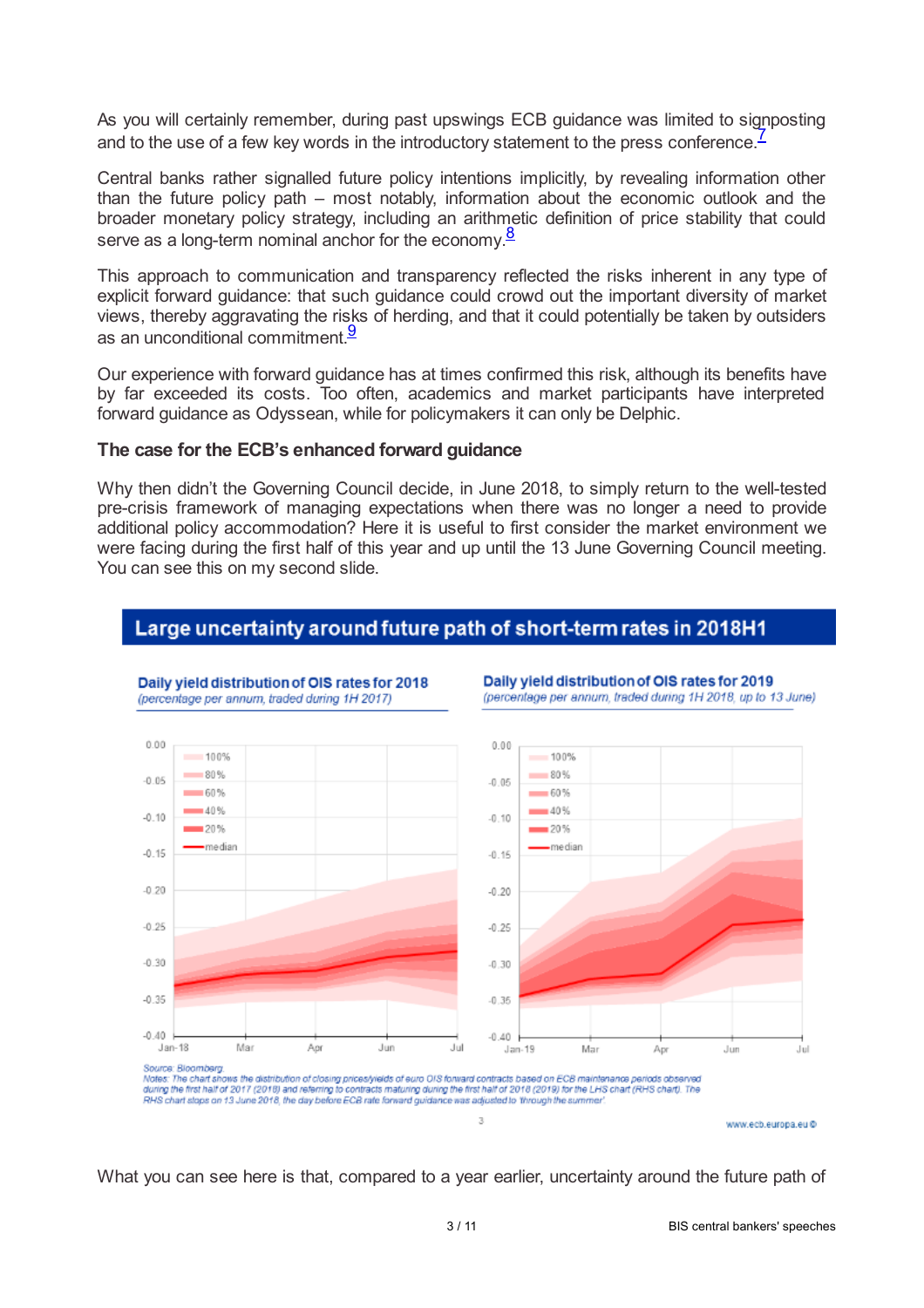As you will certainly remember, during past upswings ECB guidance was limited to signposting and to the use of a few key words in the introductory statement to the press conference.[7]

Central banks rather signalled future policy intentions implicitly, by revealing information other than the future policy path – most notably, information about the economic outlook and the broader monetary policy strategy, including an arithmetic definition of price stability that could serve as a long-term nominal anchor for the economy.[8]

This approach to communication and transparency reflected the risks inherent in any type of explicit forward guidance: that such guidance could crowd out the important diversity of market views, thereby aggravating the risks of herding, and that it could potentially be taken by outsiders as an unconditional commitment.[9]

Our experience with forward guidance has at times confirmed this risk, although its benefits have by far exceeded its costs. Too often, academics and market participants have interpreted forward guidance as Odyssean, while for policymakers it can only be Delphic.

### The case for the ECB's enhanced forward guidance

Why then didn't the Governing Council decide, in June 2018, to simply return to the well-tested pre-crisis framework of managing expectations when there was no longer a need to provide additional policy accommodation? Here it is useful to first consider the market environment we were facing during the first half of this year and up until the 13 June Governing Council meeting. You can see this on my second slide.

**Large uncertainty around future path of short-term rates in 2018H1**

**Daily yield distribution of OIS rates for 2018**
*(percentage per annum, traded during 1H 2017)*

**Daily yield distribution of OIS rates for 2019**
*(percentage per annum, traded during 1H 2018, up to 13 June)*

Source: Bloomberg.
Notes: The chart shows the distribution of closing prices/yields of euro OIS forward contracts based on ECB maintenance periods observed during the first half of 2017 (2018) and referring to contracts maturing during the first half of 2018 (2019) for the LHS chart (RHS chart). The RHS chart stops on 13 June 2018, the day before ECB rate forward guidance was adjusted to 'through the summer'.

What you can see here is that, compared to a year earlier, uncertainty around the future path of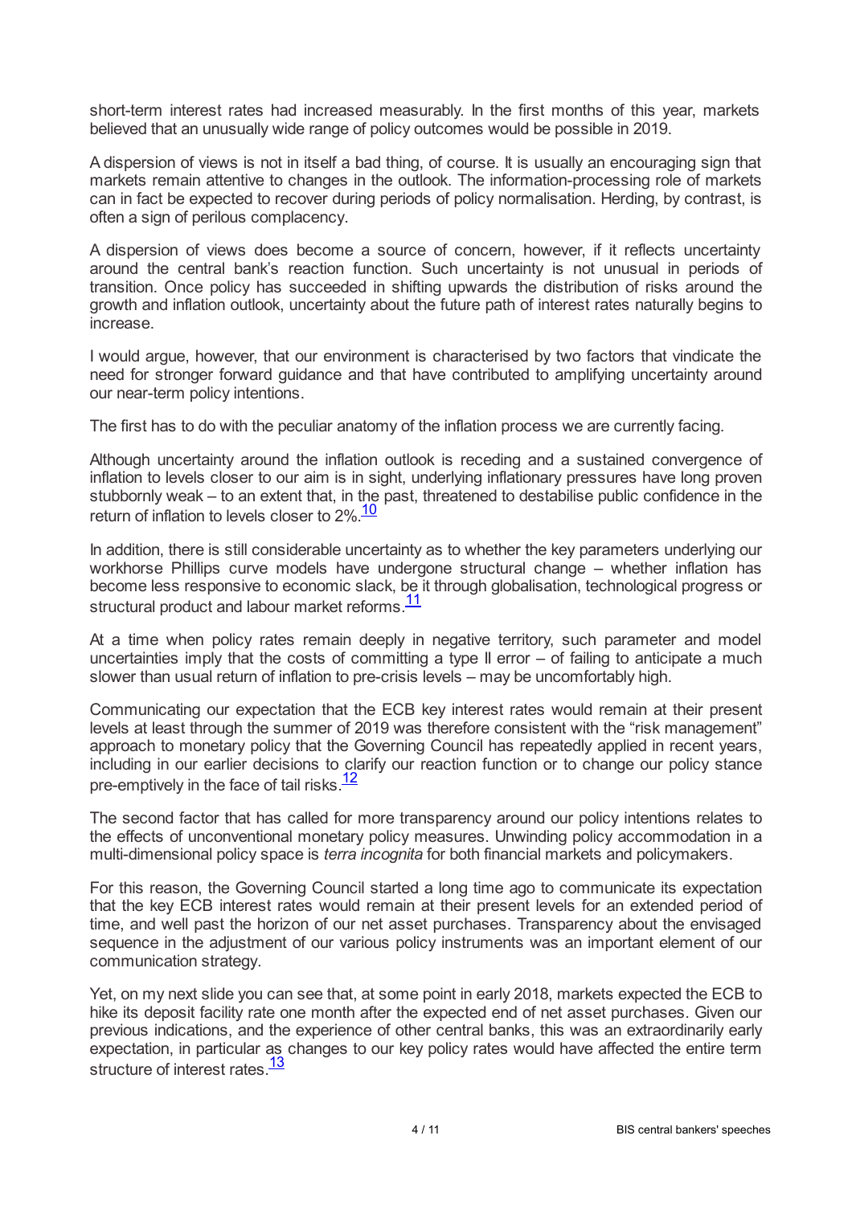short-term interest rates had increased measurably. In the first months of this year, markets believed that an unusually wide range of policy outcomes would be possible in 2019.

A dispersion of views is not in itself a bad thing, of course. It is usually an encouraging sign that markets remain attentive to changes in the outlook. The information-processing role of markets can in fact be expected to recover during periods of policy normalisation. Herding, by contrast, is often a sign of perilous complacency.

A dispersion of views does become a source of concern, however, if it reflects uncertainty around the central bank's reaction function. Such uncertainty is not unusual in periods of transition. Once policy has succeeded in shifting upwards the distribution of risks around the growth and inflation outlook, uncertainty about the future path of interest rates naturally begins to increase.

I would argue, however, that our environment is characterised by two factors that vindicate the need for stronger forward guidance and that have contributed to amplifying uncertainty around our near-term policy intentions.

The first has to do with the peculiar anatomy of the inflation process we are currently facing.

Although uncertainty around the inflation outlook is receding and a sustained convergence of inflation to levels closer to our aim is in sight, underlying inflationary pressures have long proven stubbornly weak – to an extent that, in the past, threatened to destabilise public confidence in the return of inflation to levels closer to 2%.[10]

In addition, there is still considerable uncertainty as to whether the key parameters underlying our workhorse Phillips curve models have undergone structural change – whether inflation has become less responsive to economic slack, be it through globalisation, technological progress or structural product and labour market reforms.[11]

At a time when policy rates remain deeply in negative territory, such parameter and model uncertainties imply that the costs of committing a type II error – of failing to anticipate a much slower than usual return of inflation to pre-crisis levels – may be uncomfortably high.

Communicating our expectation that the ECB key interest rates would remain at their present levels at least through the summer of 2019 was therefore consistent with the "risk management" approach to monetary policy that the Governing Council has repeatedly applied in recent years, including in our earlier decisions to clarify our reaction function or to change our policy stance pre-emptively in the face of tail risks.[12]

The second factor that has called for more transparency around our policy intentions relates to the effects of unconventional monetary policy measures. Unwinding policy accommodation in a multi-dimensional policy space is *terra incognita* for both financial markets and policymakers.

For this reason, the Governing Council started a long time ago to communicate its expectation that the key ECB interest rates would remain at their present levels for an extended period of time, and well past the horizon of our net asset purchases. Transparency about the envisaged sequence in the adjustment of our various policy instruments was an important element of our communication strategy.

Yet, on my next slide you can see that, at some point in early 2018, markets expected the ECB to hike its deposit facility rate one month after the expected end of net asset purchases. Given our previous indications, and the experience of other central banks, this was an extraordinarily early expectation, in particular as changes to our key policy rates would have affected the entire term structure of interest rates.[13]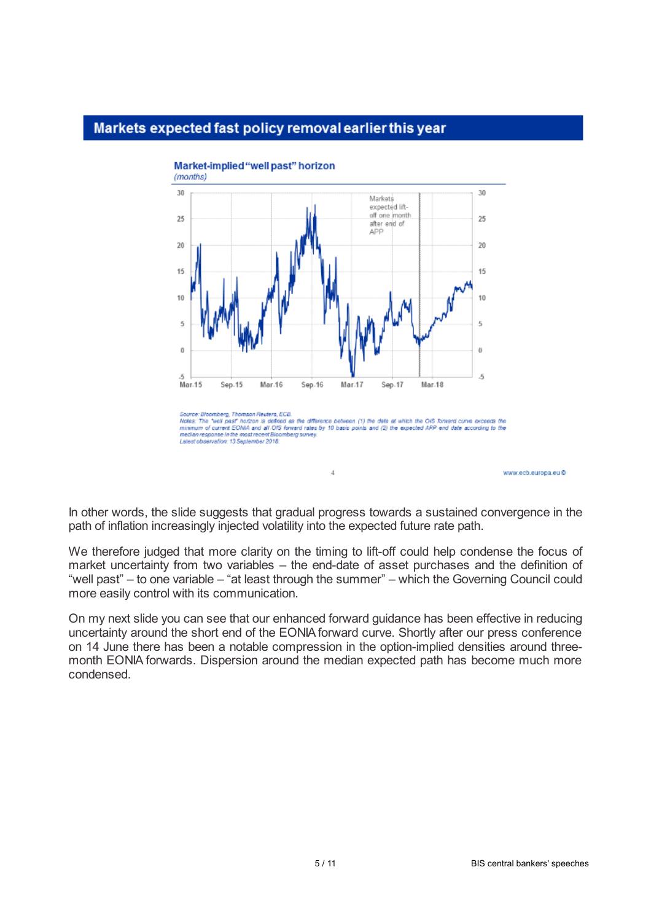## Markets expected fast policy removal earlier this year

**Market-implied "well past" horizon**
*(months)*

Source: Bloomberg, Thomson Reuters, ECB.
Notes: The "well past" horizon is defined as the difference between (1) the date at which the OIS forward curve exceeds the minimum of current EONIA and all OIS forward rates by 10 basis points and (2) the expected APP end date according to the median response in the most recent Bloomberg survey.
Latest observation: 13 September 2018.

In other words, the slide suggests that gradual progress towards a sustained convergence in the path of inflation increasingly injected volatility into the expected future rate path.

We therefore judged that more clarity on the timing to lift-off could help condense the focus of market uncertainty from two variables – the end-date of asset purchases and the definition of "well past" – to one variable – "at least through the summer" – which the Governing Council could more easily control with its communication.

On my next slide you can see that our enhanced forward guidance has been effective in reducing uncertainty around the short end of the EONIA forward curve. Shortly after our press conference on 14 June there has been a notable compression in the option-implied densities around three-month EONIA forwards. Dispersion around the median expected path has become much more condensed.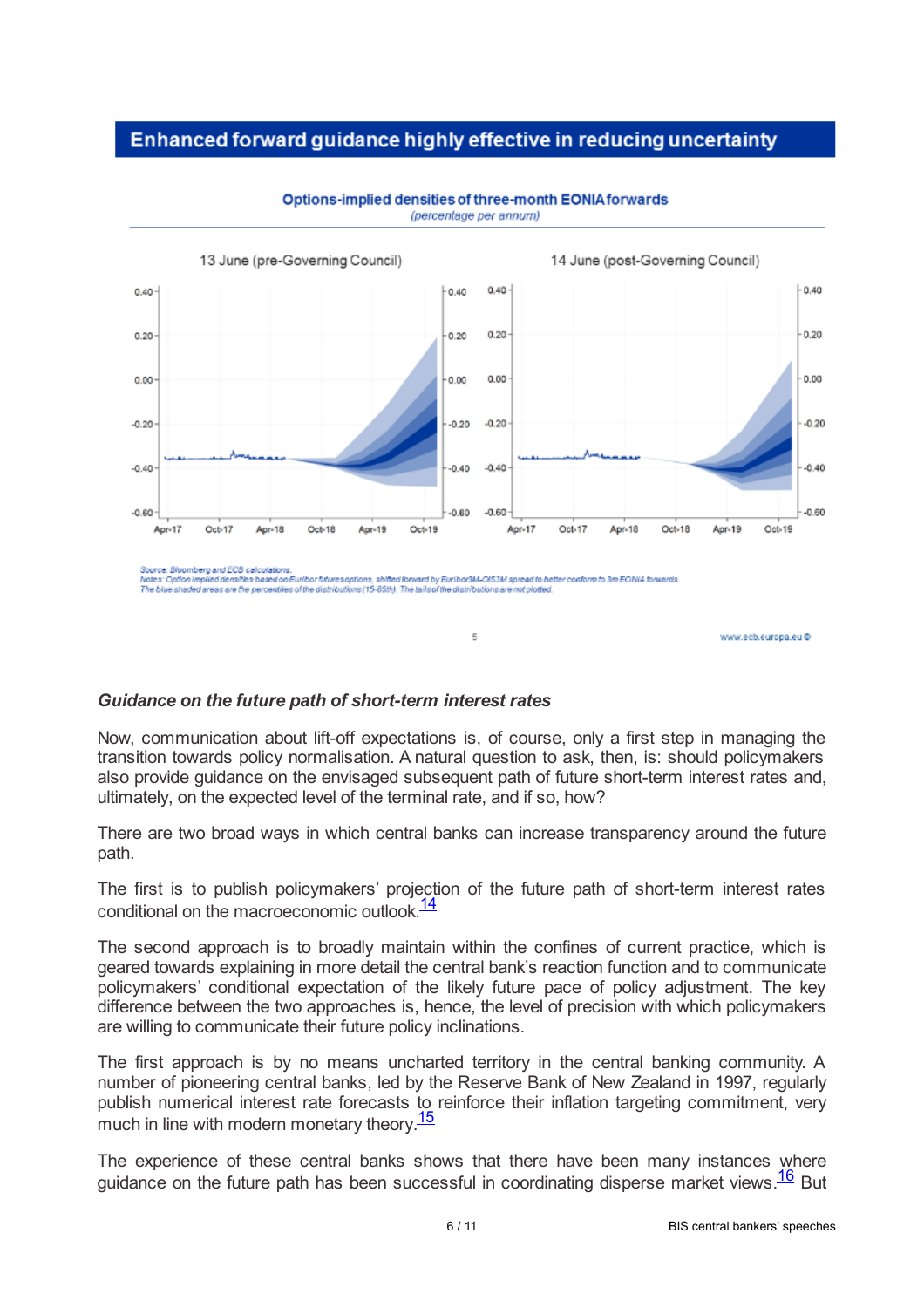## Enhanced forward guidance highly effective in reducing uncertainty

**Options-implied densities of three-month EONIA forwards**
*(percentage per annum)*

13 June (pre-Governing Council) | 14 June (post-Governing Council)

*Source: Bloomberg and ECB calculations.*
*Notes: Option implied densities based on Euribor futures options, shifted forward by Euribor3M-OIS3M spread to better conform to 3m EONIA forwards. The blue shaded areas are the percentiles of the distributions (15-85th). The tails of the distributions are not plotted.*

### *Guidance on the future path of short-term interest rates*

Now, communication about lift-off expectations is, of course, only a first step in managing the transition towards policy normalisation. A natural question to ask, then, is: should policymakers also provide guidance on the envisaged subsequent path of future short-term interest rates and, ultimately, on the expected level of the terminal rate, and if so, how?

There are two broad ways in which central banks can increase transparency around the future path.

The first is to publish policymakers' projection of the future path of short-term interest rates conditional on the macroeconomic outlook.[14]

The second approach is to broadly maintain within the confines of current practice, which is geared towards explaining in more detail the central bank's reaction function and to communicate policymakers' conditional expectation of the likely future pace of policy adjustment. The key difference between the two approaches is, hence, the level of precision with which policymakers are willing to communicate their future policy inclinations.

The first approach is by no means uncharted territory in the central banking community. A number of pioneering central banks, led by the Reserve Bank of New Zealand in 1997, regularly publish numerical interest rate forecasts to reinforce their inflation targeting commitment, very much in line with modern monetary theory.[15]

The experience of these central banks shows that there have been many instances where guidance on the future path has been successful in coordinating disperse market views.[16] But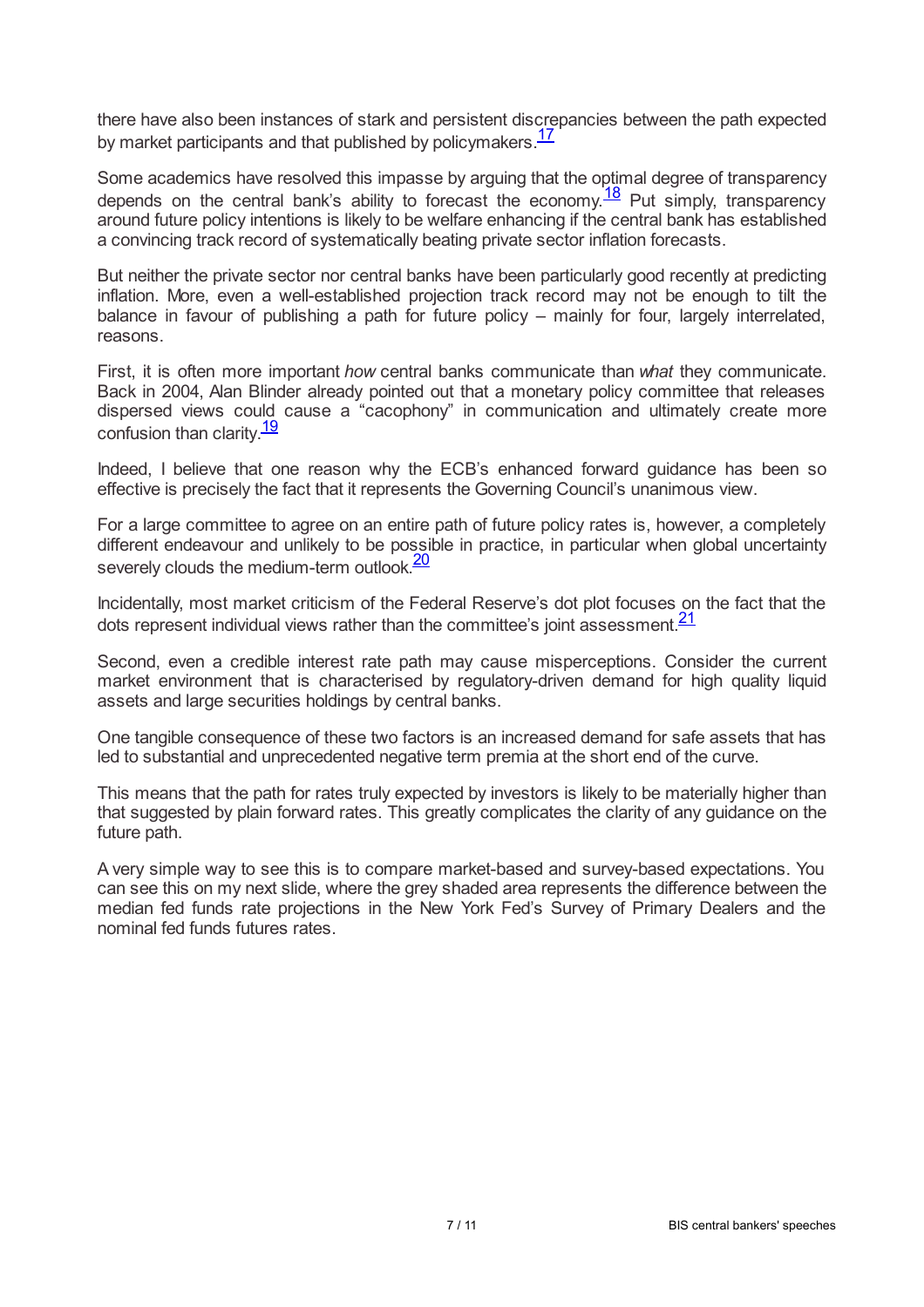there have also been instances of stark and persistent discrepancies between the path expected by market participants and that published by policymakers.[17]

Some academics have resolved this impasse by arguing that the optimal degree of transparency depends on the central bank's ability to forecast the economy.[18] Put simply, transparency around future policy intentions is likely to be welfare enhancing if the central bank has established a convincing track record of systematically beating private sector inflation forecasts.

But neither the private sector nor central banks have been particularly good recently at predicting inflation. More, even a well-established projection track record may not be enough to tilt the balance in favour of publishing a path for future policy – mainly for four, largely interrelated, reasons.

First, it is often more important *how* central banks communicate than *what* they communicate. Back in 2004, Alan Blinder already pointed out that a monetary policy committee that releases dispersed views could cause a "cacophony" in communication and ultimately create more confusion than clarity.[19]

Indeed, I believe that one reason why the ECB's enhanced forward guidance has been so effective is precisely the fact that it represents the Governing Council's unanimous view.

For a large committee to agree on an entire path of future policy rates is, however, a completely different endeavour and unlikely to be possible in practice, in particular when global uncertainty severely clouds the medium-term outlook.[20]

Incidentally, most market criticism of the Federal Reserve's dot plot focuses on the fact that the dots represent individual views rather than the committee's joint assessment.[21]

Second, even a credible interest rate path may cause misperceptions. Consider the current market environment that is characterised by regulatory-driven demand for high quality liquid assets and large securities holdings by central banks.

One tangible consequence of these two factors is an increased demand for safe assets that has led to substantial and unprecedented negative term premia at the short end of the curve.

This means that the path for rates truly expected by investors is likely to be materially higher than that suggested by plain forward rates. This greatly complicates the clarity of any guidance on the future path.

A very simple way to see this is to compare market-based and survey-based expectations. You can see this on my next slide, where the grey shaded area represents the difference between the median fed funds rate projections in the New York Fed's Survey of Primary Dealers and the nominal fed funds futures rates.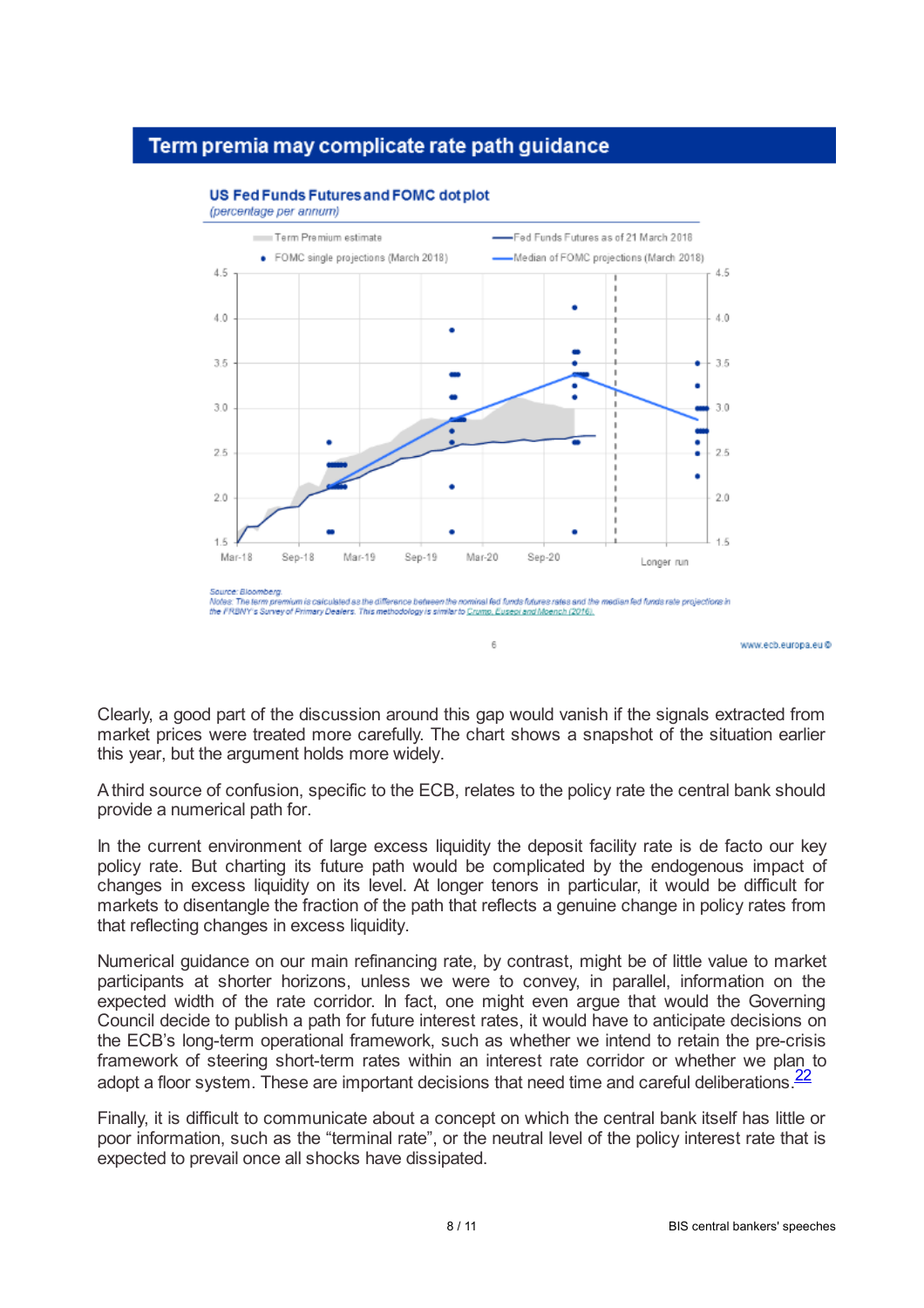## Term premia may complicate rate path guidance

**US Fed Funds Futures and FOMC dot plot**

*(percentage per annum)*

Source: Bloomberg.
Notes: The term premium is calculated as the difference between the nominal fed funds futures rates and the median fed funds rate projections in the FRBNY's Survey of Primary Dealers. This methodology is similar to Crump, Eusepi and Moench (2016).

Clearly, a good part of the discussion around this gap would vanish if the signals extracted from market prices were treated more carefully. The chart shows a snapshot of the situation earlier this year, but the argument holds more widely.

A third source of confusion, specific to the ECB, relates to the policy rate the central bank should provide a numerical path for.

In the current environment of large excess liquidity the deposit facility rate is de facto our key policy rate. But charting its future path would be complicated by the endogenous impact of changes in excess liquidity on its level. At longer tenors in particular, it would be difficult for markets to disentangle the fraction of the path that reflects a genuine change in policy rates from that reflecting changes in excess liquidity.

Numerical guidance on our main refinancing rate, by contrast, might be of little value to market participants at shorter horizons, unless we were to convey, in parallel, information on the expected width of the rate corridor. In fact, one might even argue that would the Governing Council decide to publish a path for future interest rates, it would have to anticipate decisions on the ECB's long-term operational framework, such as whether we intend to retain the pre-crisis framework of steering short-term rates within an interest rate corridor or whether we plan to adopt a floor system. These are important decisions that need time and careful deliberations.[22]

Finally, it is difficult to communicate about a concept on which the central bank itself has little or poor information, such as the "terminal rate", or the neutral level of the policy interest rate that is expected to prevail once all shocks have dissipated.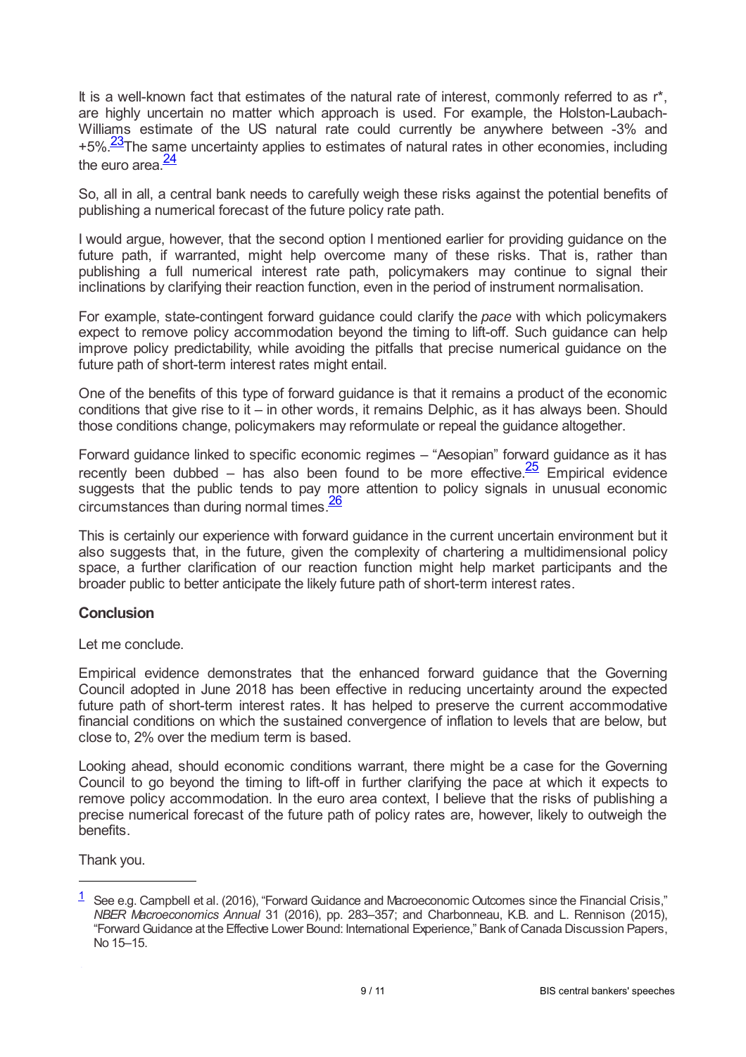It is a well-known fact that estimates of the natural rate of interest, commonly referred to as r*, are highly uncertain no matter which approach is used. For example, the Holston-Laubach-Williams estimate of the US natural rate could currently be anywhere between -3% and +5%.[23] The same uncertainty applies to estimates of natural rates in other economies, including the euro area.[24]

So, all in all, a central bank needs to carefully weigh these risks against the potential benefits of publishing a numerical forecast of the future policy rate path.

I would argue, however, that the second option I mentioned earlier for providing guidance on the future path, if warranted, might help overcome many of these risks. That is, rather than publishing a full numerical interest rate path, policymakers may continue to signal their inclinations by clarifying their reaction function, even in the period of instrument normalisation.

For example, state-contingent forward guidance could clarify the *pace* with which policymakers expect to remove policy accommodation beyond the timing to lift-off. Such guidance can help improve policy predictability, while avoiding the pitfalls that precise numerical guidance on the future path of short-term interest rates might entail.

One of the benefits of this type of forward guidance is that it remains a product of the economic conditions that give rise to it – in other words, it remains Delphic, as it has always been. Should those conditions change, policymakers may reformulate or repeal the guidance altogether.

Forward guidance linked to specific economic regimes – "Aesopian" forward guidance as it has recently been dubbed – has also been found to be more effective.[25] Empirical evidence suggests that the public tends to pay more attention to policy signals in unusual economic circumstances than during normal times.[26]

This is certainly our experience with forward guidance in the current uncertain environment but it also suggests that, in the future, given the complexity of chartering a multidimensional policy space, a further clarification of our reaction function might help market participants and the broader public to better anticipate the likely future path of short-term interest rates.

**Conclusion**

Let me conclude.

Empirical evidence demonstrates that the enhanced forward guidance that the Governing Council adopted in June 2018 has been effective in reducing uncertainty around the expected future path of short-term interest rates. It has helped to preserve the current accommodative financial conditions on which the sustained convergence of inflation to levels that are below, but close to, 2% over the medium term is based.

Looking ahead, should economic conditions warrant, there might be a case for the Governing Council to go beyond the timing to lift-off in further clarifying the pace at which it expects to remove policy accommodation. In the euro area context, I believe that the risks of publishing a precise numerical forecast of the future path of policy rates are, however, likely to outweigh the benefits.

Thank you.

---

[1] See e.g. Campbell et al. (2016), "Forward Guidance and Macroeconomic Outcomes since the Financial Crisis," *NBER Macroeconomics Annual* 31 (2016), pp. 283–357; and Charbonneau, K.B. and L. Rennison (2015), "Forward Guidance at the Effective Lower Bound: International Experience," Bank of Canada Discussion Papers, No 15–15.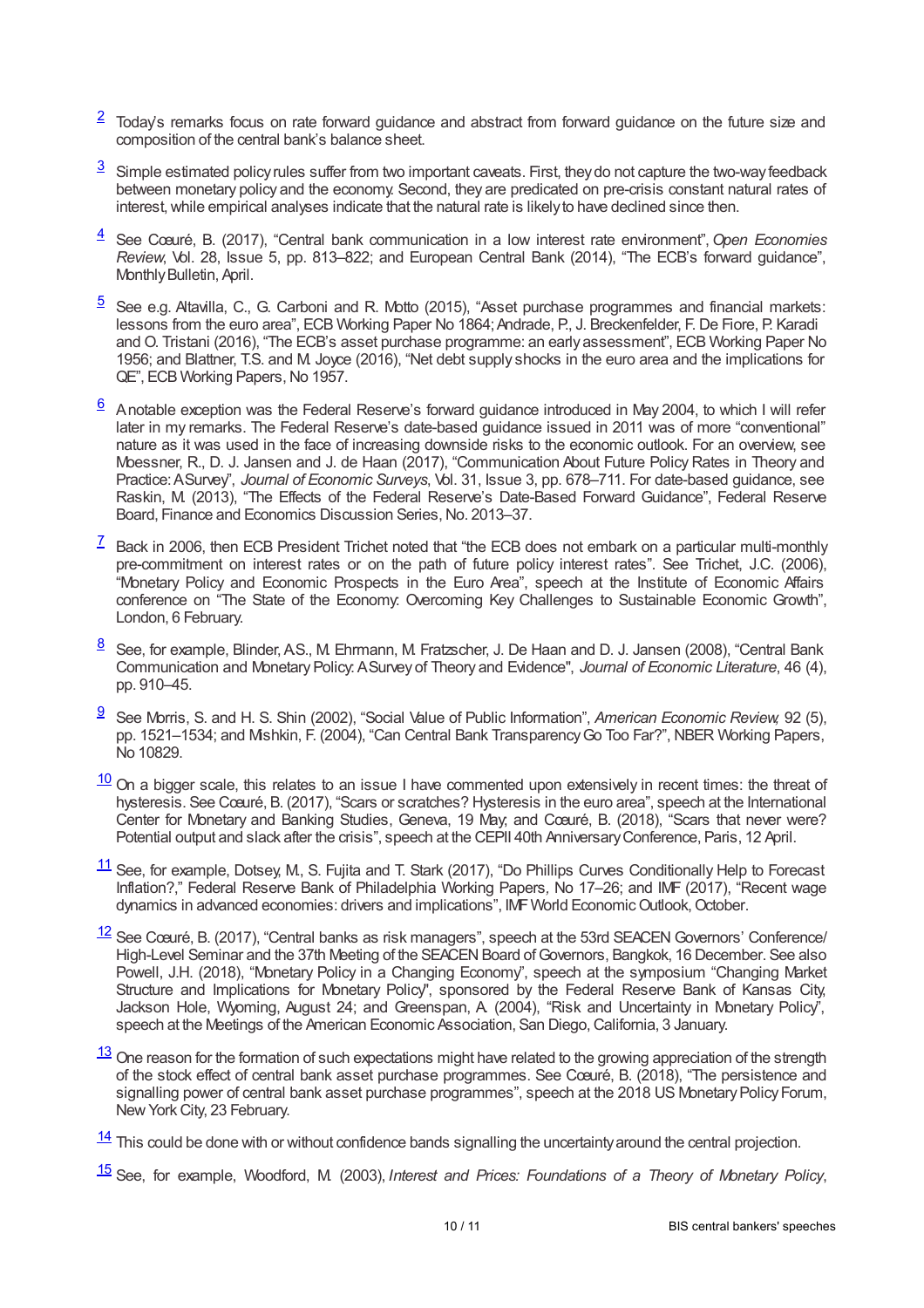[2] Today's remarks focus on rate forward guidance and abstract from forward guidance on the future size and composition of the central bank's balance sheet.

[3] Simple estimated policy rules suffer from two important caveats. First, they do not capture the two-way feedback between monetary policy and the economy. Second, they are predicated on pre-crisis constant natural rates of interest, while empirical analyses indicate that the natural rate is likely to have declined since then.

[4] See Cœuré, B. (2017), "Central bank communication in a low interest rate environment", *Open Economies Review*, Vol. 28, Issue 5, pp. 813–822; and European Central Bank (2014), "The ECB's forward guidance", Monthly Bulletin, April.

[5] See e.g. Altavilla, C., G. Carboni and R. Motto (2015), "Asset purchase programmes and financial markets: lessons from the euro area", ECB Working Paper No 1864; Andrade, P., J. Breckenfelder, F. De Fiore, P. Karadi and O. Tristani (2016), "The ECB's asset purchase programme: an early assessment", ECB Working Paper No 1956; and Blattner, T.S. and M. Joyce (2016), "Net debt supply shocks in the euro area and the implications for QE", ECB Working Papers, No 1957.

[6] A notable exception was the Federal Reserve's forward guidance introduced in May 2004, to which I will refer later in my remarks. The Federal Reserve's date-based guidance issued in 2011 was of more "conventional" nature as it was used in the face of increasing downside risks to the economic outlook. For an overview, see Moessner, R., D. J. Jansen and J. de Haan (2017), "Communication About Future Policy Rates in Theory and Practice: A Survey", *Journal of Economic Surveys*, Vol. 31, Issue 3, pp. 678–711. For date-based guidance, see Raskin, M. (2013), "The Effects of the Federal Reserve's Date-Based Forward Guidance", Federal Reserve Board, Finance and Economics Discussion Series, No. 2013–37.

[7] Back in 2006, then ECB President Trichet noted that "the ECB does not embark on a particular multi-monthly pre-commitment on interest rates or on the path of future policy interest rates". See Trichet, J.C. (2006), "Monetary Policy and Economic Prospects in the Euro Area", speech at the Institute of Economic Affairs conference on "The State of the Economy: Overcoming Key Challenges to Sustainable Economic Growth", London, 6 February.

[8] See, for example, Blinder, A.S., M. Ehrmann, M. Fratzscher, J. De Haan and D. J. Jansen (2008), "Central Bank Communication and Monetary Policy: A Survey of Theory and Evidence", *Journal of Economic Literature*, 46 (4), pp. 910–45.

[9] See Morris, S. and H. S. Shin (2002), "Social Value of Public Information", *American Economic Review*, 92 (5), pp. 1521–1534; and Mishkin, F. (2004), "Can Central Bank Transparency Go Too Far?", NBER Working Papers, No 10829.

[10] On a bigger scale, this relates to an issue I have commented upon extensively in recent times: the threat of hysteresis. See Cœuré, B. (2017), "Scars or scratches? Hysteresis in the euro area", speech at the International Center for Monetary and Banking Studies, Geneva, 19 May; and Cœuré, B. (2018), "Scars that never were? Potential output and slack after the crisis", speech at the CEPII 40th Anniversary Conference, Paris, 12 April.

[11] See, for example, Dotsey, M., S. Fujita and T. Stark (2017), "Do Phillips Curves Conditionally Help to Forecast Inflation?," Federal Reserve Bank of Philadelphia Working Papers, No 17–26; and IMF (2017), "Recent wage dynamics in advanced economies: drivers and implications", IMF World Economic Outlook, October.

[12] See Cœuré, B. (2017), "Central banks as risk managers", speech at the 53rd SEACEN Governors' Conference/ High-Level Seminar and the 37th Meeting of the SEACEN Board of Governors, Bangkok, 16 December. See also Powell, J.H. (2018), "Monetary Policy in a Changing Economy", speech at the symposium "Changing Market Structure and Implications for Monetary Policy", sponsored by the Federal Reserve Bank of Kansas City, Jackson Hole, Wyoming, August 24; and Greenspan, A. (2004), "Risk and Uncertainty in Monetary Policy", speech at the Meetings of the American Economic Association, San Diego, California, 3 January.

[13] One reason for the formation of such expectations might have related to the growing appreciation of the strength of the stock effect of central bank asset purchase programmes. See Cœuré, B. (2018), "The persistence and signalling power of central bank asset purchase programmes", speech at the 2018 US Monetary Policy Forum, New York City, 23 February.

[14] This could be done with or without confidence bands signalling the uncertainty around the central projection.

[15] See, for example, Woodford, M. (2003), *Interest and Prices: Foundations of a Theory of Monetary Policy*,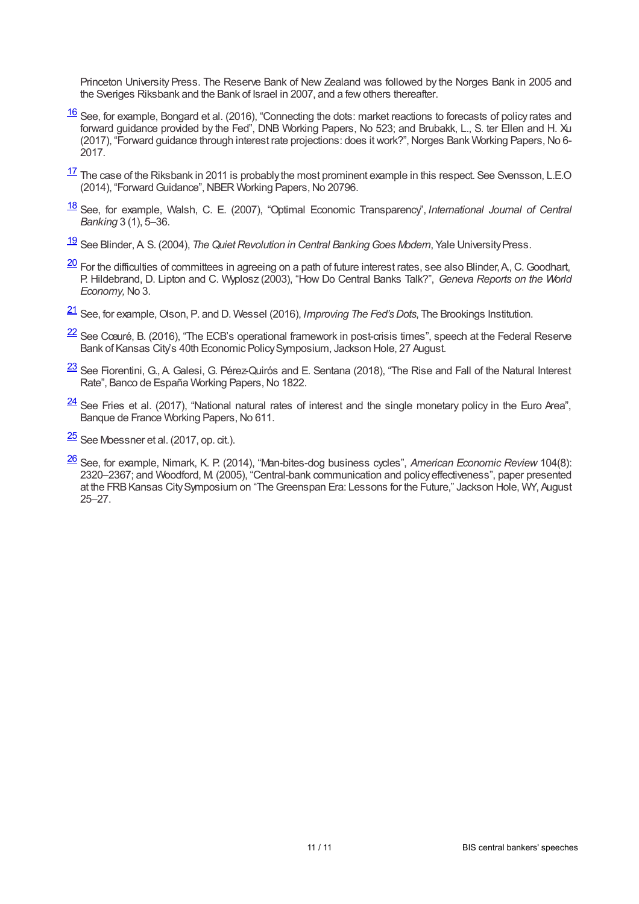Princeton University Press. The Reserve Bank of New Zealand was followed by the Norges Bank in 2005 and the Sveriges Riksbank and the Bank of Israel in 2007, and a few others thereafter.

[16] See, for example, Bongard et al. (2016), "Connecting the dots: market reactions to forecasts of policy rates and forward guidance provided by the Fed", DNB Working Papers, No 523; and Brubakk, L., S. ter Ellen and H. Xu (2017), "Forward guidance through interest rate projections: does it work?", Norges Bank Working Papers, No 6-2017.

[17] The case of the Riksbank in 2011 is probably the most prominent example in this respect. See Svensson, L.E.O (2014), "Forward Guidance", NBER Working Papers, No 20796.

[18] See, for example, Walsh, C. E. (2007), "Optimal Economic Transparency", *International Journal of Central Banking* 3 (1), 5–36.

[19] See Blinder, A. S. (2004), *The Quiet Revolution in Central Banking Goes Modern*, Yale University Press.

[20] For the difficulties of committees in agreeing on a path of future interest rates, see also Blinder, A., C. Goodhart, P. Hildebrand, D. Lipton and C. Wyplosz (2003), "How Do Central Banks Talk?", *Geneva Reports on the World Economy,* No 3.

[21] See, for example, Olson, P. and D. Wessel (2016), *Improving The Fed's Dots*, The Brookings Institution.

[22] See Cœuré, B. (2016), "The ECB's operational framework in post-crisis times", speech at the Federal Reserve Bank of Kansas City's 40th Economic Policy Symposium, Jackson Hole, 27 August.

[23] See Fiorentini, G., A. Galesi, G. Pérez-Quirós and E. Sentana (2018), "The Rise and Fall of the Natural Interest Rate", Banco de España Working Papers, No 1822.

[24] See Fries et al. (2017), "National natural rates of interest and the single monetary policy in the Euro Area", Banque de France Working Papers, No 611.

[25] See Moessner et al. (2017, op. cit.).

[26] See, for example, Nimark, K. P. (2014), "Man-bites-dog business cycles", *American Economic Review* 104(8): 2320–2367; and Woodford, M. (2005), "Central-bank communication and policy effectiveness", paper presented at the FRB Kansas City Symposium on "The Greenspan Era: Lessons for the Future," Jackson Hole, WY, August 25–27.